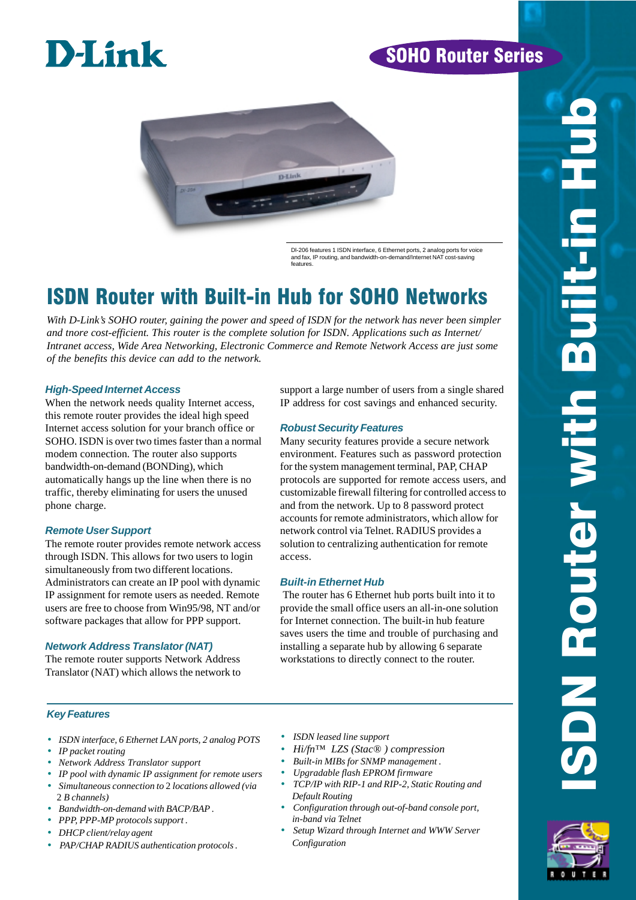D-Link

SOHO Router Series

ISDN Router with Built-in Hub

DI-206 features 1 ISDN interface, 6 Ethernet ports, 2 analog ports for voice and fax, IP routing, and bandwidth-on-demand/Internet NAT cost-saving features.

# ISDN Router with Built-in Hub for SOHO Networks

*With D-Link's SOHO router, gaining the power and speed of ISDN for the network has never been simpler and tnore cost-efficient. This router is the complete solution for ISDN. Applications such as Internet/ Intranet access, Wide Area Networking, Electronic Commerce and Remote Network Access are just some of the benefits this device can add to the network.*

### *High-Speed Internet Access*

When the network needs quality Internet access, this remote router provides the ideal high speed Internet access solution for your branch office or SOHO. ISDN is over two times faster than a normal modem connection. The router also supports bandwidth-on-demand (BONDing), which automatically hangs up the line when there is no traffic, thereby eliminating for users the unused phone charge.

### *Remote User Support*

The remote router provides remote network access through ISDN. This allows for two users to login simultaneously from two different locations. Administrators can create an IP pool with dynamic IP assignment for remote users as needed. Remote users are free to choose from Win95/98, NT and/or software packages that allow for PPP support.

### *Network Address Translator (NAT)*

The remote router supports Network Address Translator (NAT) which allows the network to support a large number of users from a single shared IP address for cost savings and enhanced security.

### *Robust Security Features*

Many security features provide a secure network environment. Features such as password protection for the system management terminal, PAP, CHAP protocols are supported for remote access users, and customizable firewall filtering for controlled access to and from the network. Up to 8 password protect accounts for remote administrators, which allow for network control via Telnet. RADIUS provides a solution to centralizing authentication for remote access.

### *Built-in Ethernet Hub*

The router has 6 Ethernet hub ports built into it to provide the small office users an all-in-one solution for Internet connection. The built-in hub feature saves users the time and trouble of purchasing and installing a separate hub by allowing 6 separate workstations to directly connect to the router.

### *Key Features*

- *ISDN interface, 6 Ethernet LAN ports, 2 analog POTS*
- *IP packet routing*
- *Network Address Translator support*
- *IP pool with dynamic IP assignment for remote users*
- *Simultaneous connection to 2 locations allowed (via 2 B channels)*
- *Bandwidth-on-demand with BACP/BAP .*
- *PPP, PPP-MP protocols support .*
- *DHCP client/relay agent*
- *PAP/CHAP RADIUS authentication protocols .*
- *ISDN leased line support*
- *Hi/fn™ LZS (Stac® ) compression*
- *Built-in MIBs for SNMP management .*
- *Upgradable flash EPROM firmware*
- *TCP/IP with RIP-1 and RIP-2, Static Routing and Default Routing*
- *Configuration through out-of-band console port, in-band via Telnet*
- *Setup Wizard through Internet and WWW Server Configuration*

ROUTER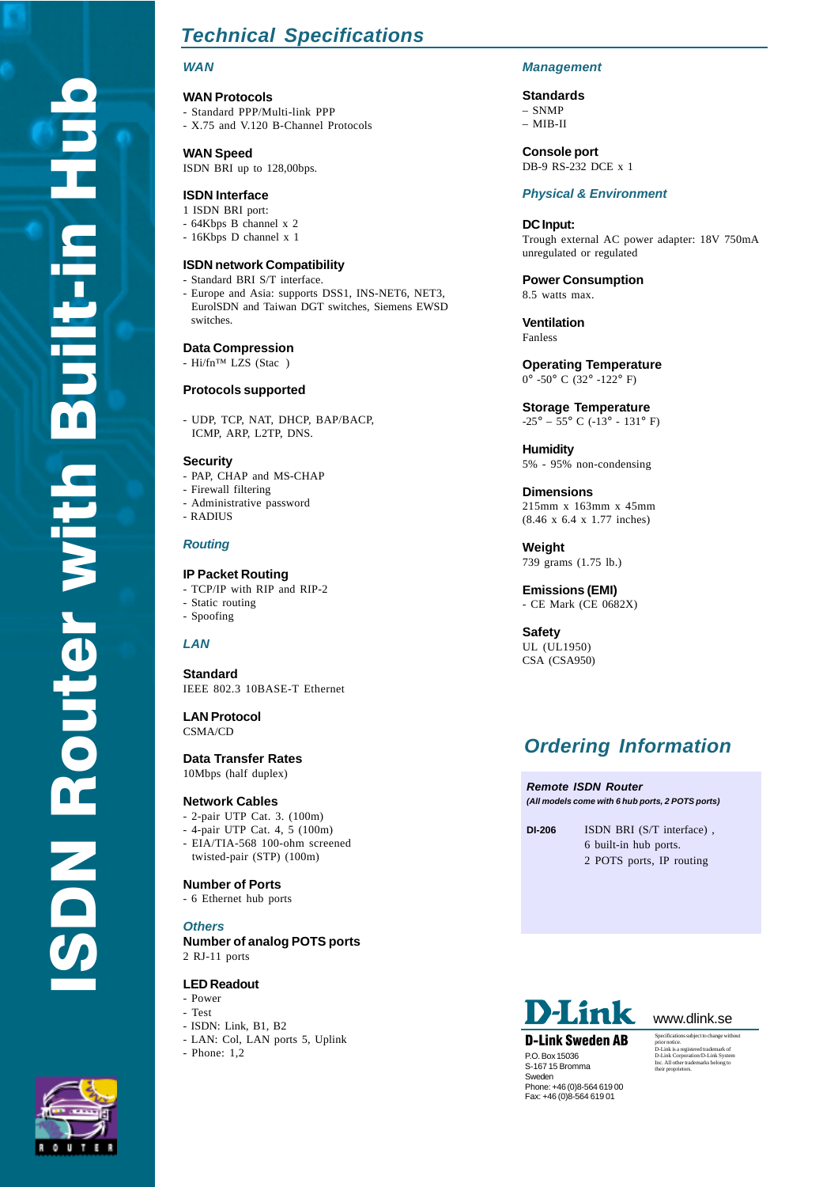# ISDN Router with Built-in Hub

## Technical Specifications

### WAN

**WAN Protocols**
- Standard PPP/Multi-link PPP
- X.75 and V.120 B-Channel Protocols

**WAN Speed**
ISDN BRI up to 128,00bps.

**ISDN Interface**
1 ISDN BRI port:
- 64Kbps B channel x 2
- 16Kbps D channel x 1

**ISDN network Compatibility**
- Standard BRI S/T interface.
- Europe and Asia: supports DSS1, INS-NET6, NET3, EuroISDN and Taiwan DGT switches, Siemens EWSD switches.

**Data Compression**
- Hi/fn™ LZS (Stac )

**Protocols supported**

- UDP, TCP, NAT, DHCP, BAP/BACP, ICMP, ARP, L2TP, DNS.

**Security**
- PAP, CHAP and MS-CHAP
- Firewall filtering
- Administrative password
- RADIUS

### Routing

**IP Packet Routing**
- TCP/IP with RIP and RIP-2
- Static routing
- Spoofing

### LAN

**Standard**
IEEE 802.3 10BASE-T Ethernet

**LAN Protocol**
CSMA/CD

**Data Transfer Rates**
10Mbps (half duplex)

**Network Cables**
- 2-pair UTP Cat. 3. (100m)
- 4-pair UTP Cat. 4, 5 (100m)
- EIA/TIA-568 100-ohm screened twisted-pair (STP) (100m)

**Number of Ports**
- 6 Ethernet hub ports

### Others

**Number of analog POTS ports**
2 RJ-11 ports

**LED Readout**
- Power
- Test
- ISDN: Link, B1, B2
- LAN: Col, LAN ports 5, Uplink
- Phone: 1,2

### Management

**Standards**
– SNMP
– MIB-II

**Console port**
DB-9 RS-232 DCE x 1

### Physical & Environment

**DC Input:**
Trough external AC power adapter: 18V 750mA unregulated or regulated

**Power Consumption**
8.5 watts max.

**Ventilation**
Fanless

**Operating Temperature**
0° -50° C (32° -122° F)

**Storage Temperature**
-25° – 55° C (-13° - 131° F)

**Humidity**
5% - 95% non-condensing

**Dimensions**
215mm x 163mm x 45mm
(8.46 x 6.4 x 1.77 inches)

**Weight**
739 grams (1.75 lb.)

**Emissions (EMI)**
- CE Mark (CE 0682X)

**Safety**
UL (UL1950)
CSA (CSA950)

## Ordering Information

***Remote ISDN Router***
***(All models come with 6 hub ports, 2 POTS ports)***

**DI-206** ISDN BRI (S/T interface), 6 built-in hub ports. 2 POTS ports, IP routing

D-Link

www.dlink.se

**D-Link Sweden AB**
P.O. Box 15036
S-167 15 Bromma
Sweden
Phone: +46 (0)8-564 619 00
Fax: +46 (0)8-564 619 01

Specifications subject to change without prior notice.
D-Link is a registered trademark of D-Link Corporation/D-Link System Inc. All other trademarks belong to their proprietors.